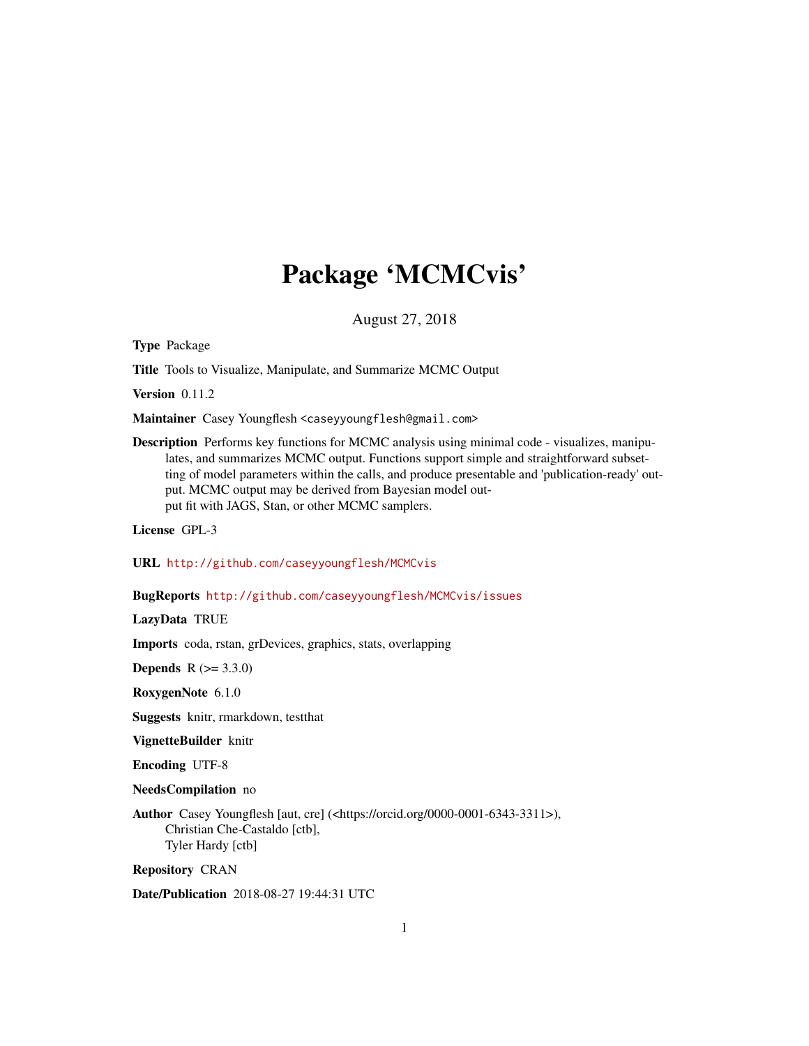# Package 'MCMCvis'

August 27, 2018

**Type** Package

**Title** Tools to Visualize, Manipulate, and Summarize MCMC Output

**Version** 0.11.2

**Maintainer** Casey Youngflesh <caseyyoungflesh@gmail.com>

**Description** Performs key functions for MCMC analysis using minimal code - visualizes, manipulates, and summarizes MCMC output. Functions support simple and straightforward subsetting of model parameters within the calls, and produce presentable and 'publication-ready' output. MCMC output may be derived from Bayesian model output fit with JAGS, Stan, or other MCMC samplers.

**License** GPL-3

**URL** http://github.com/caseyyoungflesh/MCMCvis

**BugReports** http://github.com/caseyyoungflesh/MCMCvis/issues

**LazyData** TRUE

**Imports** coda, rstan, grDevices, graphics, stats, overlapping

**Depends** R (>= 3.3.0)

**RoxygenNote** 6.1.0

**Suggests** knitr, rmarkdown, testthat

**VignetteBuilder** knitr

**Encoding** UTF-8

**NeedsCompilation** no

**Author** Casey Youngflesh [aut, cre] (<https://orcid.org/0000-0001-6343-3311>),
Christian Che-Castaldo [ctb],
Tyler Hardy [ctb]

**Repository** CRAN

**Date/Publication** 2018-08-27 19:44:31 UTC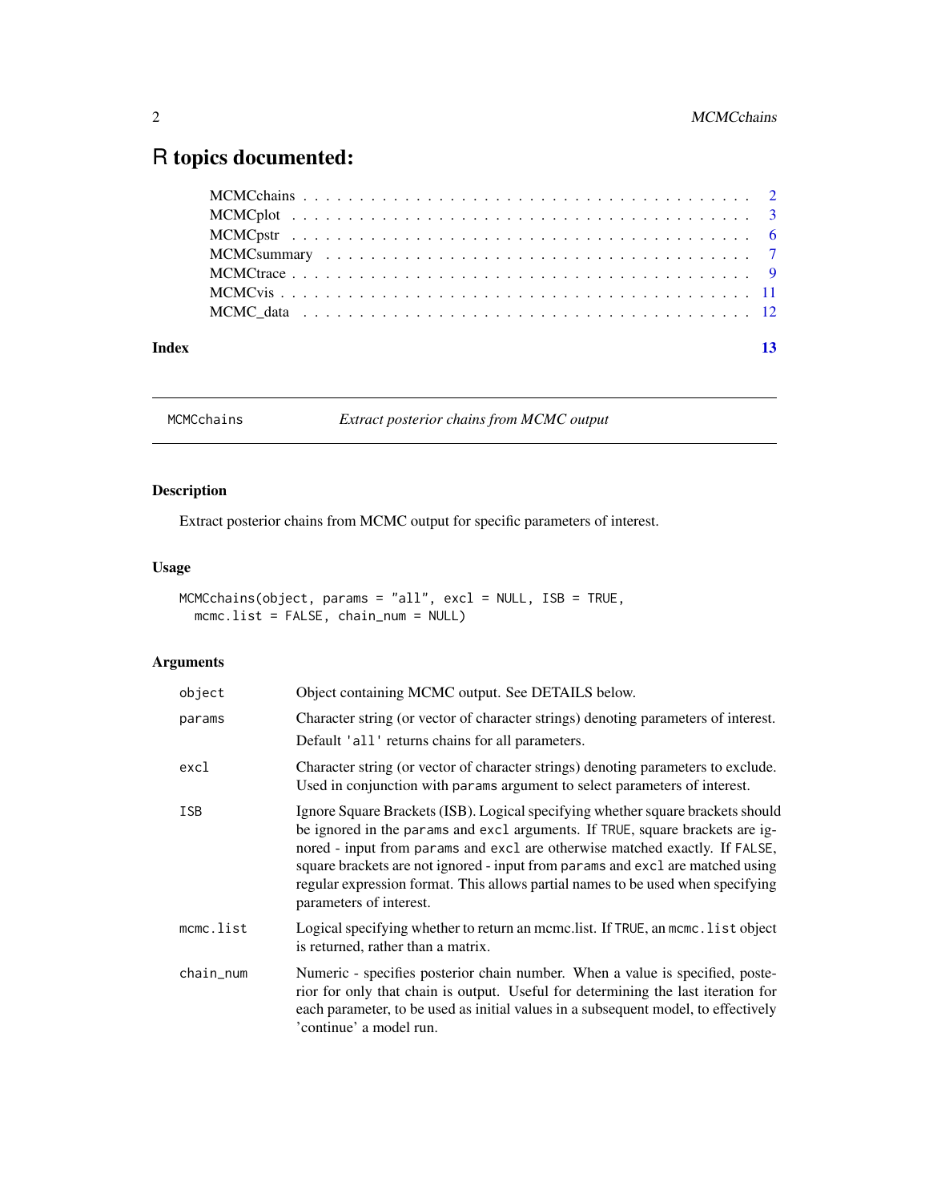# R topics documented:

| | |
|---|---|
| MCMCchains | 2 |
| MCMCplot | 3 |
| MCMCpstr | 6 |
| MCMCsummary | 7 |
| MCMCtrace | 9 |
| MCMCvis | 11 |
| MCMC_data | 12 |
| **Index** | **13** |

---

## MCMCchains — *Extract posterior chains from MCMC output*

### Description

Extract posterior chains from MCMC output for specific parameters of interest.

### Usage

```
MCMCchains(object, params = "all", excl = NULL, ISB = TRUE,
  mcmc.list = FALSE, chain_num = NULL)
```

### Arguments

| | |
|---|---|
| `object` | Object containing MCMC output. See DETAILS below. |
| `params` | Character string (or vector of character strings) denoting parameters of interest. Default `'all'` returns chains for all parameters. |
| `excl` | Character string (or vector of character strings) denoting parameters to exclude. Used in conjunction with `params` argument to select parameters of interest. |
| `ISB` | Ignore Square Brackets (ISB). Logical specifying whether square brackets should be ignored in the `params` and `excl` arguments. If `TRUE`, square brackets are ignored - input from `params` and `excl` are otherwise matched exactly. If `FALSE`, square brackets are not ignored - input from `params` and `excl` are matched using regular expression format. This allows partial names to be used when specifying parameters of interest. |
| `mcmc.list` | Logical specifying whether to return an mcmc.list. If `TRUE`, an `mcmc.list` object is returned, rather than a matrix. |
| `chain_num` | Numeric - specifies posterior chain number. When a value is specified, posterior for only that chain is output. Useful for determining the last iteration for each parameter, to be used as initial values in a subsequent model, to effectively 'continue' a model run. |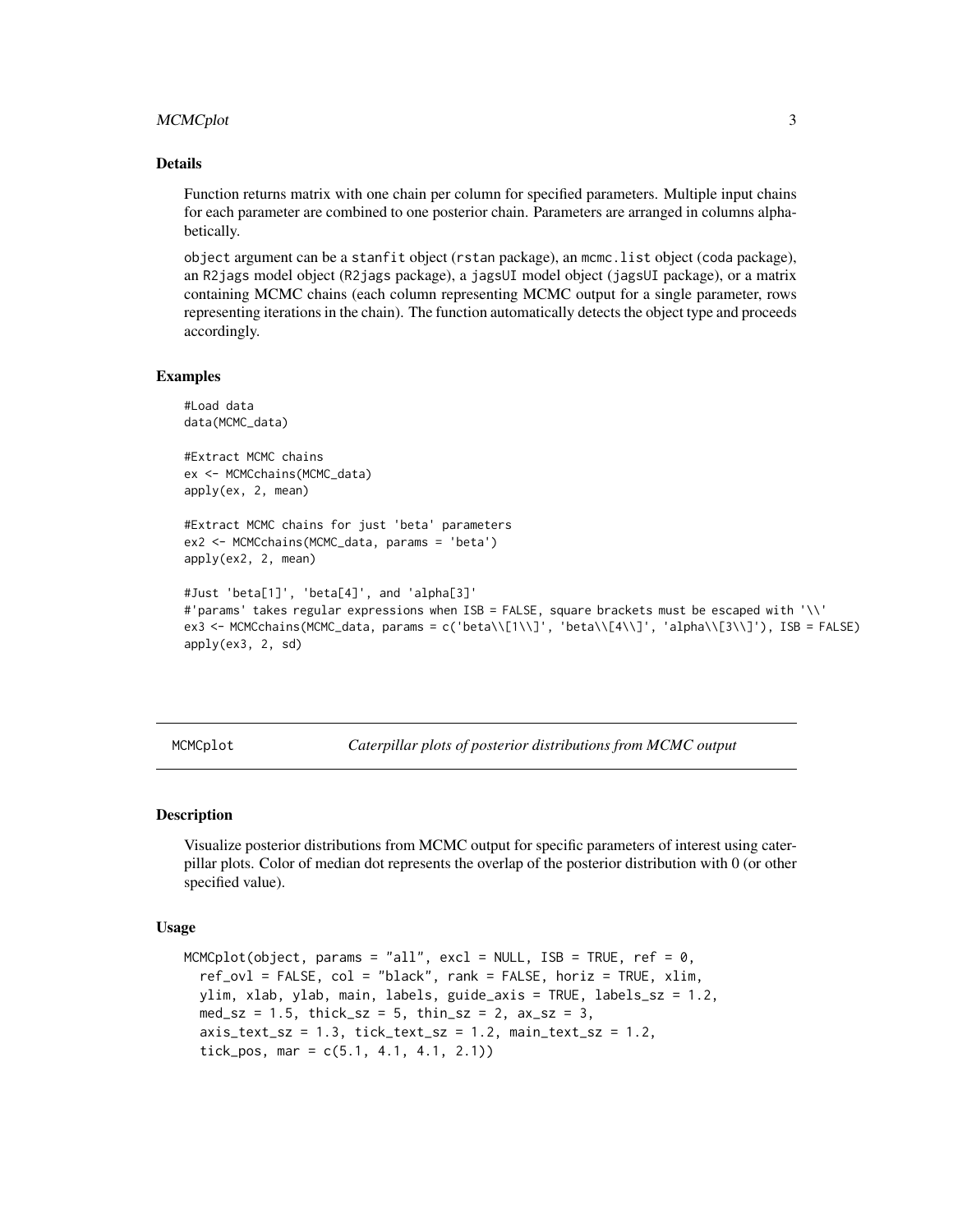### Details

Function returns matrix with one chain per column for specified parameters. Multiple input chains for each parameter are combined to one posterior chain. Parameters are arranged in columns alphabetically.

`object` argument can be a `stanfit` object (`rstan` package), an `mcmc.list` object (`coda` package), an `R2jags` model object (`R2jags` package), a `jagsUI` model object (`jagsUI` package), or a matrix containing MCMC chains (each column representing MCMC output for a single parameter, rows representing iterations in the chain). The function automatically detects the object type and proceeds accordingly.

### Examples

```
#Load data
data(MCMC_data)

#Extract MCMC chains
ex <- MCMCchains(MCMC_data)
apply(ex, 2, mean)

#Extract MCMC chains for just 'beta' parameters
ex2 <- MCMCchains(MCMC_data, params = 'beta')
apply(ex2, 2, mean)

#Just 'beta[1]', 'beta[4]', and 'alpha[3]'
#'params' takes regular expressions when ISB = FALSE, square brackets must be escaped with '\\'
ex3 <- MCMCchains(MCMC_data, params = c('beta\\[1\\]', 'beta\\[4\\]', 'alpha\\[3\\]'), ISB = FALSE)
apply(ex3, 2, sd)
```

## MCMCplot — *Caterpillar plots of posterior distributions from MCMC output*

### Description

Visualize posterior distributions from MCMC output for specific parameters of interest using caterpillar plots. Color of median dot represents the overlap of the posterior distribution with 0 (or other specified value).

### Usage

```
MCMCplot(object, params = "all", excl = NULL, ISB = TRUE, ref = 0,
  ref_ovl = FALSE, col = "black", rank = FALSE, horiz = TRUE, xlim,
  ylim, xlab, ylab, main, labels, guide_axis = TRUE, labels_sz = 1.2,
  med_sz = 1.5, thick_sz = 5, thin_sz = 2, ax_sz = 3,
  axis_text_sz = 1.3, tick_text_sz = 1.2, main_text_sz = 1.2,
  tick_pos, mar = c(5.1, 4.1, 4.1, 2.1))
```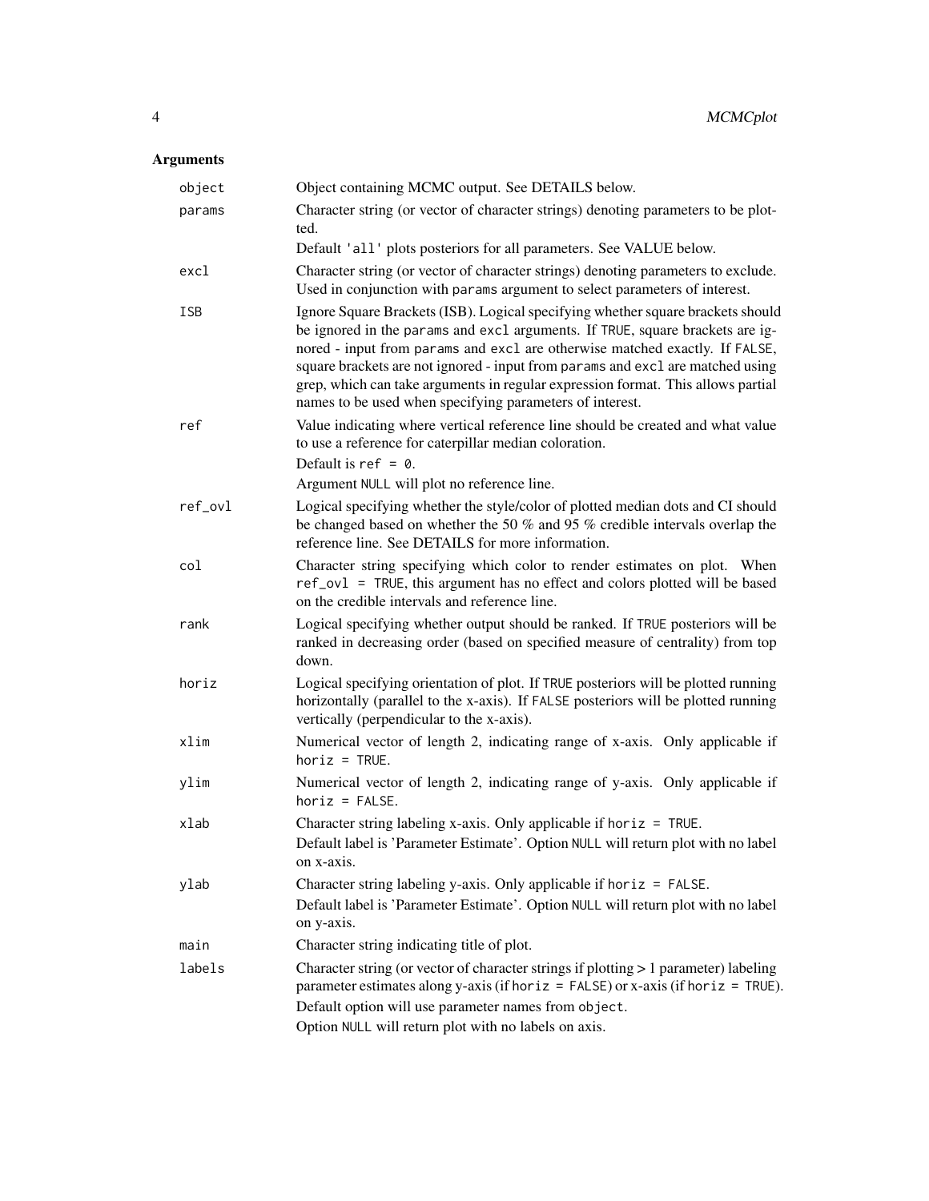## Arguments

| | |
|---|---|
| `object` | Object containing MCMC output. See DETAILS below. |
| `params` | Character string (or vector of character strings) denoting parameters to be plotted.<br>Default `'all'` plots posteriors for all parameters. See VALUE below. |
| `excl` | Character string (or vector of character strings) denoting parameters to exclude. Used in conjunction with `params` argument to select parameters of interest. |
| `ISB` | Ignore Square Brackets (ISB). Logical specifying whether square brackets should be ignored in the `params` and `excl` arguments. If `TRUE`, square brackets are ignored - input from `params` and `excl` are otherwise matched exactly. If `FALSE`, square brackets are not ignored - input from `params` and `excl` are matched using grep, which can take arguments in regular expression format. This allows partial names to be used when specifying parameters of interest. |
| `ref` | Value indicating where vertical reference line should be created and what value to use a reference for caterpillar median coloration.<br>Default is `ref = 0`.<br>Argument `NULL` will plot no reference line. |
| `ref_ovl` | Logical specifying whether the style/color of plotted median dots and CI should be changed based on whether the 50 % and 95 % credible intervals overlap the reference line. See DETAILS for more information. |
| `col` | Character string specifying which color to render estimates on plot. When `ref_ovl = TRUE`, this argument has no effect and colors plotted will be based on the credible intervals and reference line. |
| `rank` | Logical specifying whether output should be ranked. If `TRUE` posteriors will be ranked in decreasing order (based on specified measure of centrality) from top down. |
| `horiz` | Logical specifying orientation of plot. If `TRUE` posteriors will be plotted running horizontally (parallel to the x-axis). If `FALSE` posteriors will be plotted running vertically (perpendicular to the x-axis). |
| `xlim` | Numerical vector of length 2, indicating range of x-axis. Only applicable if `horiz = TRUE`. |
| `ylim` | Numerical vector of length 2, indicating range of y-axis. Only applicable if `horiz = FALSE`. |
| `xlab` | Character string labeling x-axis. Only applicable if `horiz = TRUE`.<br>Default label is 'Parameter Estimate'. Option `NULL` will return plot with no label on x-axis. |
| `ylab` | Character string labeling y-axis. Only applicable if `horiz = FALSE`.<br>Default label is 'Parameter Estimate'. Option `NULL` will return plot with no label on y-axis. |
| `main` | Character string indicating title of plot. |
| `labels` | Character string (or vector of character strings if plotting > 1 parameter) labeling parameter estimates along y-axis (if `horiz = FALSE`) or x-axis (if `horiz = TRUE`).<br>Default option will use parameter names from `object`.<br>Option `NULL` will return plot with no labels on axis. |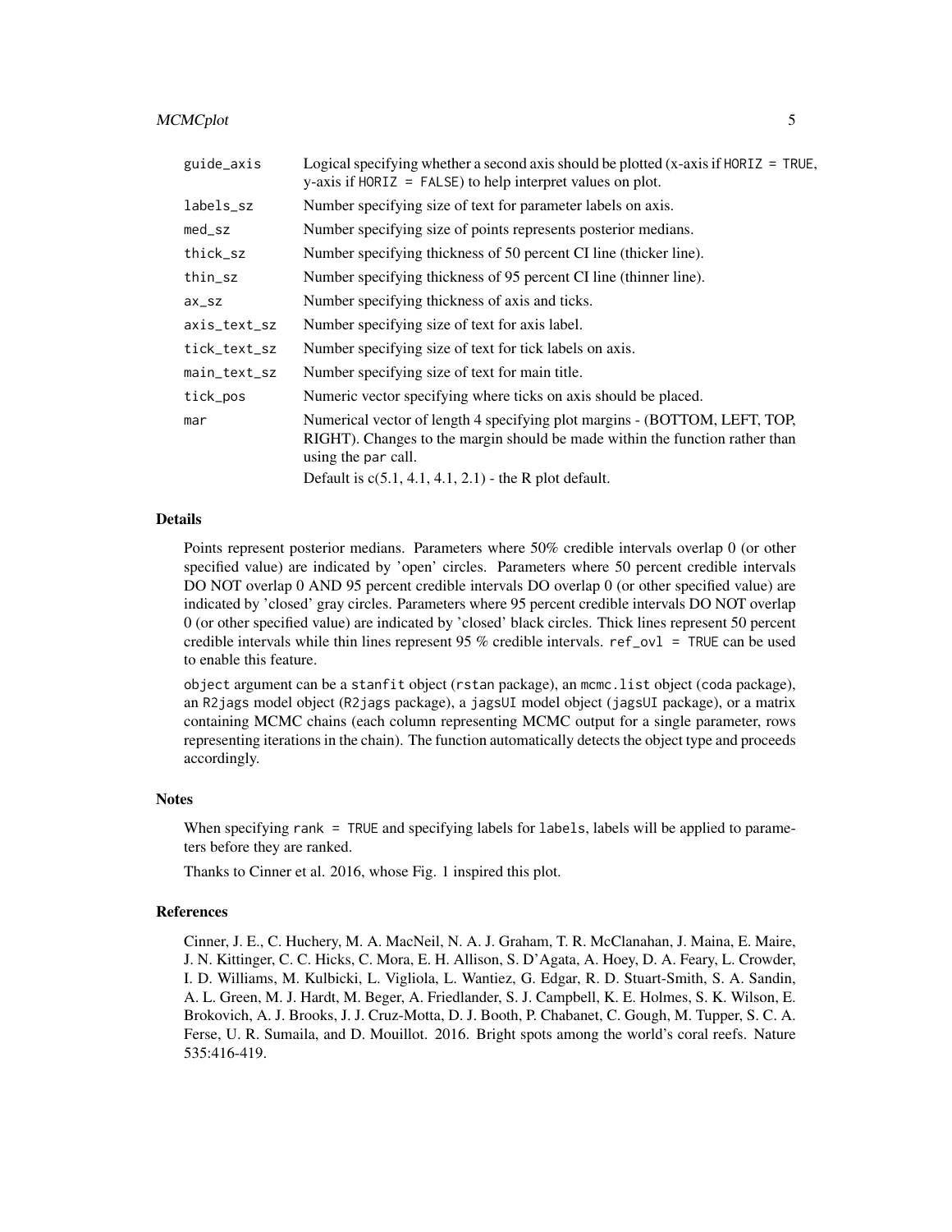| | |
|---|---|
| guide_axis | Logical specifying whether a second axis should be plotted (x-axis if HORIZ = TRUE, y-axis if HORIZ = FALSE) to help interpret values on plot. |
| labels_sz | Number specifying size of text for parameter labels on axis. |
| med_sz | Number specifying size of points represents posterior medians. |
| thick_sz | Number specifying thickness of 50 percent CI line (thicker line). |
| thin_sz | Number specifying thickness of 95 percent CI line (thinner line). |
| ax_sz | Number specifying thickness of axis and ticks. |
| axis_text_sz | Number specifying size of text for axis label. |
| tick_text_sz | Number specifying size of text for tick labels on axis. |
| main_text_sz | Number specifying size of text for main title. |
| tick_pos | Numeric vector specifying where ticks on axis should be placed. |
| mar | Numerical vector of length 4 specifying plot margins - (BOTTOM, LEFT, TOP, RIGHT). Changes to the margin should be made within the function rather than using the par call. Default is c(5.1, 4.1, 4.1, 2.1) - the R plot default. |

## Details

Points represent posterior medians. Parameters where 50% credible intervals overlap 0 (or other specified value) are indicated by 'open' circles. Parameters where 50 percent credible intervals DO NOT overlap 0 AND 95 percent credible intervals DO overlap 0 (or other specified value) are indicated by 'closed' gray circles. Parameters where 95 percent credible intervals DO NOT overlap 0 (or other specified value) are indicated by 'closed' black circles. Thick lines represent 50 percent credible intervals while thin lines represent 95 % credible intervals. ref_ovl = TRUE can be used to enable this feature.

object argument can be a stanfit object (rstan package), an mcmc.list object (coda package), an R2jags model object (R2jags package), a jagsUI model object (jagsUI package), or a matrix containing MCMC chains (each column representing MCMC output for a single parameter, rows representing iterations in the chain). The function automatically detects the object type and proceeds accordingly.

## Notes

When specifying rank = TRUE and specifying labels for labels, labels will be applied to parameters before they are ranked.

Thanks to Cinner et al. 2016, whose Fig. 1 inspired this plot.

## References

Cinner, J. E., C. Huchery, M. A. MacNeil, N. A. J. Graham, T. R. McClanahan, J. Maina, E. Maire, J. N. Kittinger, C. C. Hicks, C. Mora, E. H. Allison, S. D'Agata, A. Hoey, D. A. Feary, L. Crowder, I. D. Williams, M. Kulbicki, L. Vigliola, L. Wantiez, G. Edgar, R. D. Stuart-Smith, S. A. Sandin, A. L. Green, M. J. Hardt, M. Beger, A. Friedlander, S. J. Campbell, K. E. Holmes, S. K. Wilson, E. Brokovich, A. J. Brooks, J. J. Cruz-Motta, D. J. Booth, P. Chabanet, C. Gough, M. Tupper, S. C. A. Ferse, U. R. Sumaila, and D. Mouillot. 2016. Bright spots among the world's coral reefs. Nature 535:416-419.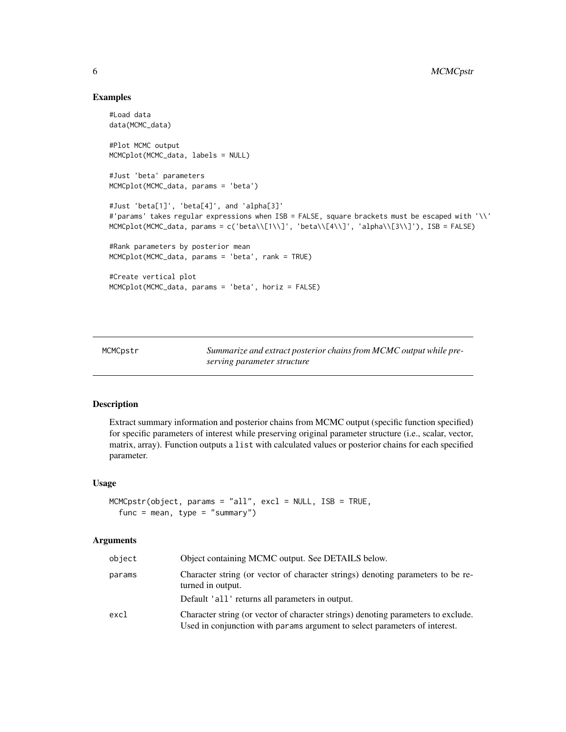## Examples

```
#Load data
data(MCMC_data)

#Plot MCMC output
MCMCplot(MCMC_data, labels = NULL)

#Just 'beta' parameters
MCMCplot(MCMC_data, params = 'beta')

#Just 'beta[1]', 'beta[4]', and 'alpha[3]'
#'params' takes regular expressions when ISB = FALSE, square brackets must be escaped with '\\'
MCMCplot(MCMC_data, params = c('beta\\[1\\]', 'beta\\[4\\]', 'alpha\\[3\\]'), ISB = FALSE)

#Rank parameters by posterior mean
MCMCplot(MCMC_data, params = 'beta', rank = TRUE)

#Create vertical plot
MCMCplot(MCMC_data, params = 'beta', horiz = FALSE)
```

---

# MCMCpstr

*Summarize and extract posterior chains from MCMC output while preserving parameter structure*

---

## Description

Extract summary information and posterior chains from MCMC output (specific function specified) for specific parameters of interest while preserving original parameter structure (i.e., scalar, vector, matrix, array). Function outputs a `list` with calculated values or posterior chains for each specified parameter.

## Usage

```
MCMCpstr(object, params = "all", excl = NULL, ISB = TRUE,
  func = mean, type = "summary")
```

## Arguments

| | |
|---|---|
| object | Object containing MCMC output. See DETAILS below. |
| params | Character string (or vector of character strings) denoting parameters to be returned in output.<br>Default 'all' returns all parameters in output. |
| excl | Character string (or vector of character strings) denoting parameters to exclude. Used in conjunction with `params` argument to select parameters of interest. |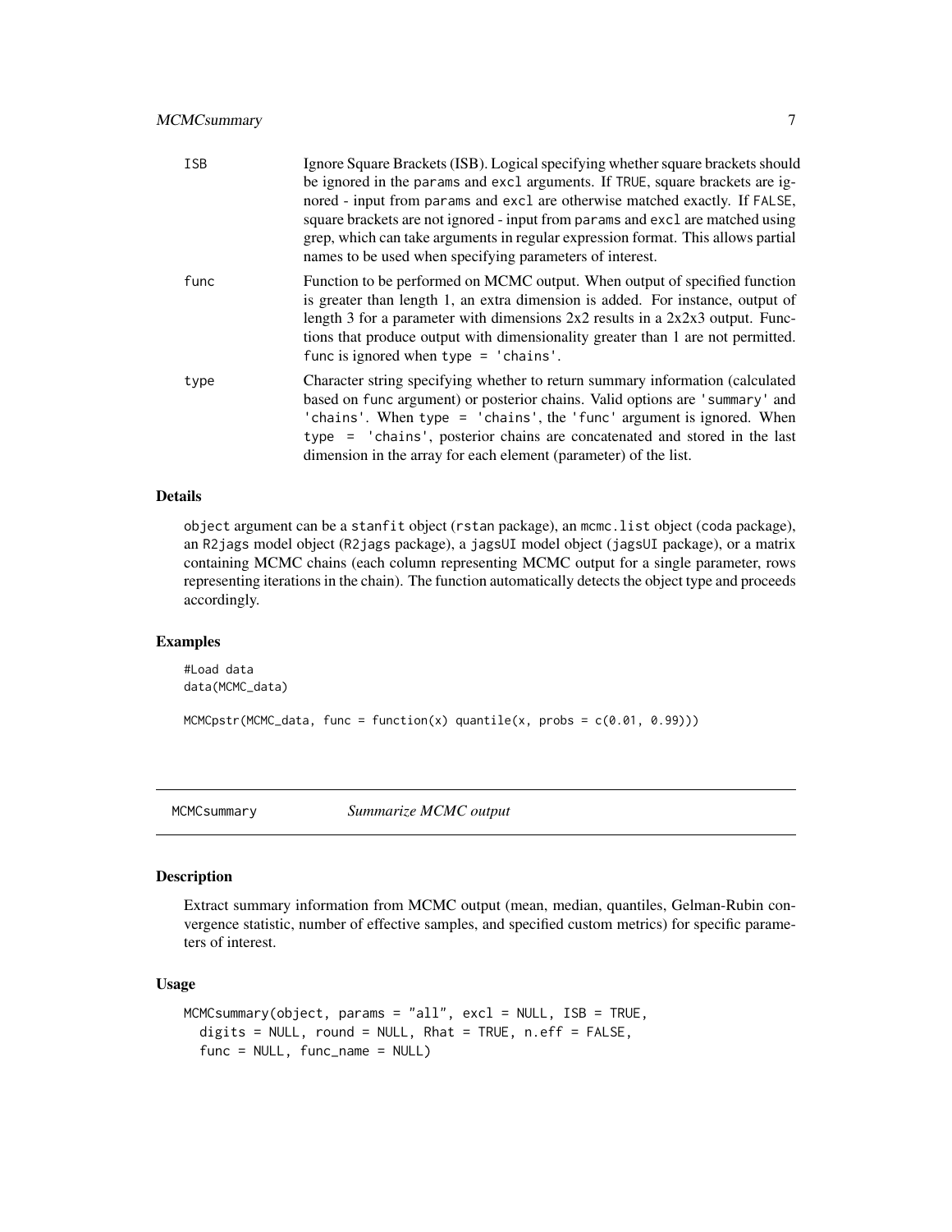| | |
|---|---|
| ISB | Ignore Square Brackets (ISB). Logical specifying whether square brackets should be ignored in the params and excl arguments. If TRUE, square brackets are ignored - input from params and excl are otherwise matched exactly. If FALSE, square brackets are not ignored - input from params and excl are matched using grep, which can take arguments in regular expression format. This allows partial names to be used when specifying parameters of interest. |
| func | Function to be performed on MCMC output. When output of specified function is greater than length 1, an extra dimension is added. For instance, output of length 3 for a parameter with dimensions 2x2 results in a 2x2x3 output. Functions that produce output with dimensionality greater than 1 are not permitted. func is ignored when type = 'chains'. |
| type | Character string specifying whether to return summary information (calculated based on func argument) or posterior chains. Valid options are 'summary' and 'chains'. When type = 'chains', the 'func' argument is ignored. When type = 'chains', posterior chains are concatenated and stored in the last dimension in the array for each element (parameter) of the list. |

### Details

object argument can be a stanfit object (rstan package), an mcmc.list object (coda package), an R2jags model object (R2jags package), a jagsUI model object (jagsUI package), or a matrix containing MCMC chains (each column representing MCMC output for a single parameter, rows representing iterations in the chain). The function automatically detects the object type and proceeds accordingly.

### Examples

```
#Load data
data(MCMC_data)

MCMCpstr(MCMC_data, func = function(x) quantile(x, probs = c(0.01, 0.99)))
```

## MCMCsummary — *Summarize MCMC output*

### Description

Extract summary information from MCMC output (mean, median, quantiles, Gelman-Rubin convergence statistic, number of effective samples, and specified custom metrics) for specific parameters of interest.

### Usage

```
MCMCsummary(object, params = "all", excl = NULL, ISB = TRUE,
  digits = NULL, round = NULL, Rhat = TRUE, n.eff = FALSE,
  func = NULL, func_name = NULL)
```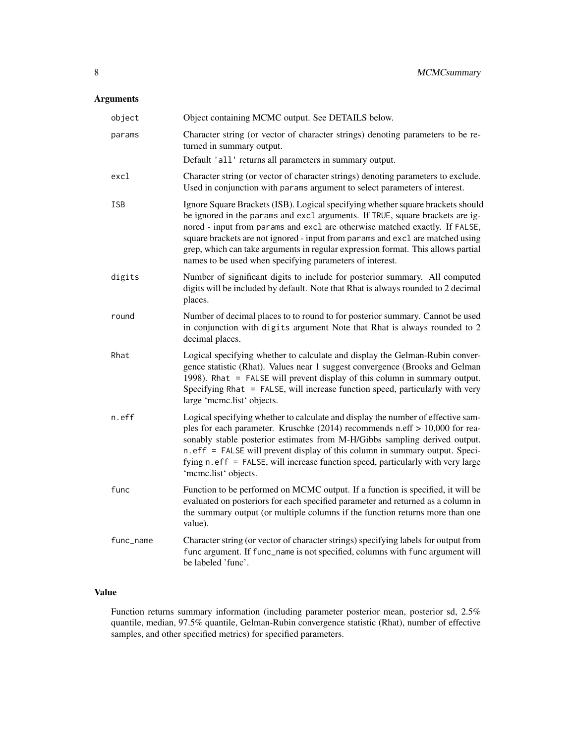### Arguments

| | |
|---|---|
| `object` | Object containing MCMC output. See DETAILS below. |
| `params` | Character string (or vector of character strings) denoting parameters to be returned in summary output. Default `'all'` returns all parameters in summary output. |
| `excl` | Character string (or vector of character strings) denoting parameters to exclude. Used in conjunction with `params` argument to select parameters of interest. |
| `ISB` | Ignore Square Brackets (ISB). Logical specifying whether square brackets should be ignored in the `params` and `excl` arguments. If `TRUE`, square brackets are ignored - input from `params` and `excl` are otherwise matched exactly. If `FALSE`, square brackets are not ignored - input from `params` and `excl` are matched using grep, which can take arguments in regular expression format. This allows partial names to be used when specifying parameters of interest. |
| `digits` | Number of significant digits to include for posterior summary. All computed digits will be included by default. Note that Rhat is always rounded to 2 decimal places. |
| `round` | Number of decimal places to to round to for posterior summary. Cannot be used in conjunction with `digits` argument Note that Rhat is always rounded to 2 decimal places. |
| `Rhat` | Logical specifying whether to calculate and display the Gelman-Rubin convergence statistic (Rhat). Values near 1 suggest convergence (Brooks and Gelman 1998). `Rhat = FALSE` will prevent display of this column in summary output. Specifying `Rhat = FALSE`, will increase function speed, particularly with very large 'mcmc.list' objects. |
| `n.eff` | Logical specifying whether to calculate and display the number of effective samples for each parameter. Kruschke (2014) recommends n.eff > 10,000 for reasonably stable posterior estimates from M-H/Gibbs sampling derived output. `n.eff = FALSE` will prevent display of this column in summary output. Specifying `n.eff = FALSE`, will increase function speed, particularly with very large 'mcmc.list' objects. |
| `func` | Function to be performed on MCMC output. If a function is specified, it will be evaluated on posteriors for each specified parameter and returned as a column in the summary output (or multiple columns if the function returns more than one value). |
| `func_name` | Character string (or vector of character strings) specifying labels for output from `func` argument. If `func_name` is not specified, columns with `func` argument will be labeled 'func'. |

### Value

Function returns summary information (including parameter posterior mean, posterior sd, 2.5% quantile, median, 97.5% quantile, Gelman-Rubin convergence statistic (Rhat), number of effective samples, and other specified metrics) for specified parameters.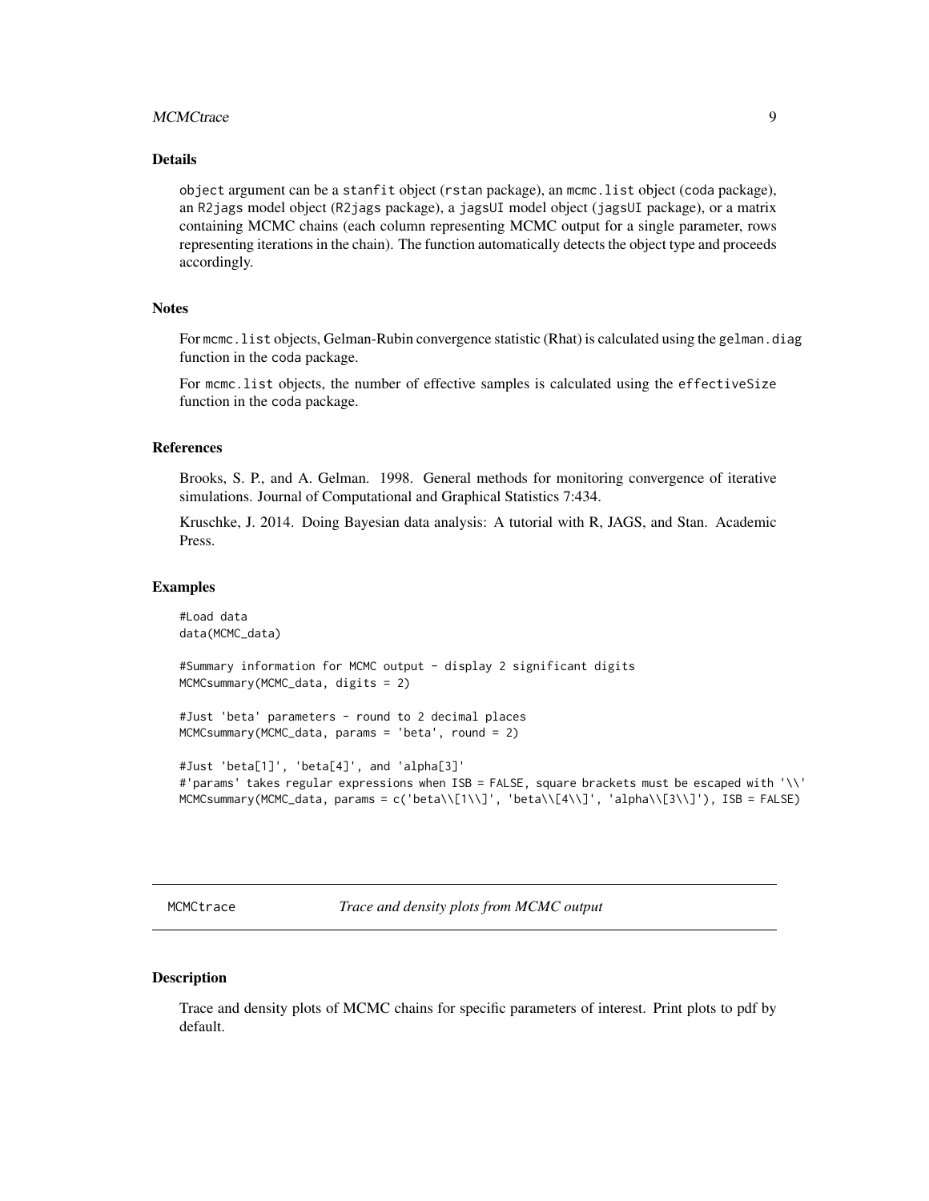## Details

`object` argument can be a `stanfit` object (`rstan` package), an `mcmc.list` object (`coda` package), an `R2jags` model object (`R2jags` package), a `jagsUI` model object (`jagsUI` package), or a matrix containing MCMC chains (each column representing MCMC output for a single parameter, rows representing iterations in the chain). The function automatically detects the object type and proceeds accordingly.

## Notes

For `mcmc.list` objects, Gelman-Rubin convergence statistic (Rhat) is calculated using the `gelman.diag` function in the `coda` package.

For `mcmc.list` objects, the number of effective samples is calculated using the `effectiveSize` function in the `coda` package.

## References

Brooks, S. P., and A. Gelman. 1998. General methods for monitoring convergence of iterative simulations. Journal of Computational and Graphical Statistics 7:434.

Kruschke, J. 2014. Doing Bayesian data analysis: A tutorial with R, JAGS, and Stan. Academic Press.

## Examples

```
#Load data
data(MCMC_data)

#Summary information for MCMC output - display 2 significant digits
MCMCsummary(MCMC_data, digits = 2)

#Just 'beta' parameters - round to 2 decimal places
MCMCsummary(MCMC_data, params = 'beta', round = 2)

#Just 'beta[1]', 'beta[4]', and 'alpha[3]'
#'params' takes regular expressions when ISB = FALSE, square brackets must be escaped with '\\'
MCMCsummary(MCMC_data, params = c('beta\\[1\\]', 'beta\\[4\\]', 'alpha\\[3\\]'), ISB = FALSE)
```

---

# MCMCtrace *Trace and density plots from MCMC output*

## Description

Trace and density plots of MCMC chains for specific parameters of interest. Print plots to pdf by default.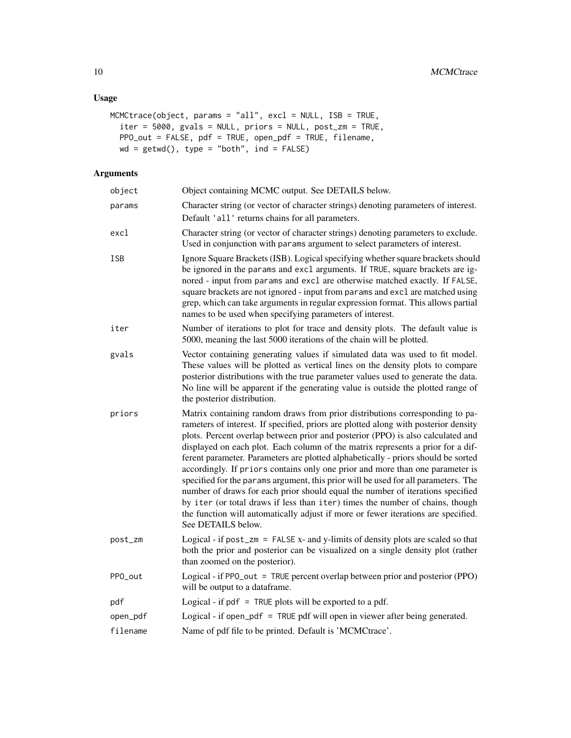## Usage

```
MCMCtrace(object, params = "all", excl = NULL, ISB = TRUE,
  iter = 5000, gvals = NULL, priors = NULL, post_zm = TRUE,
  PPO_out = FALSE, pdf = TRUE, open_pdf = TRUE, filename,
  wd = getwd(), type = "both", ind = FALSE)
```

## Arguments

| | |
|---|---|
| object | Object containing MCMC output. See DETAILS below. |
| params | Character string (or vector of character strings) denoting parameters of interest. Default 'all' returns chains for all parameters. |
| excl | Character string (or vector of character strings) denoting parameters to exclude. Used in conjunction with params argument to select parameters of interest. |
| ISB | Ignore Square Brackets (ISB). Logical specifying whether square brackets should be ignored in the params and excl arguments. If TRUE, square brackets are ignored - input from params and excl are otherwise matched exactly. If FALSE, square brackets are not ignored - input from params and excl are matched using grep, which can take arguments in regular expression format. This allows partial names to be used when specifying parameters of interest. |
| iter | Number of iterations to plot for trace and density plots. The default value is 5000, meaning the last 5000 iterations of the chain will be plotted. |
| gvals | Vector containing generating values if simulated data was used to fit model. These values will be plotted as vertical lines on the density plots to compare posterior distributions with the true parameter values used to generate the data. No line will be apparent if the generating value is outside the plotted range of the posterior distribution. |
| priors | Matrix containing random draws from prior distributions corresponding to parameters of interest. If specified, priors are plotted along with posterior density plots. Percent overlap between prior and posterior (PPO) is also calculated and displayed on each plot. Each column of the matrix represents a prior for a different parameter. Parameters are plotted alphabetically - priors should be sorted accordingly. If priors contains only one prior and more than one parameter is specified for the params argument, this prior will be used for all parameters. The number of draws for each prior should equal the number of iterations specified by iter (or total draws if less than iter) times the number of chains, though the function will automatically adjust if more or fewer iterations are specified. See DETAILS below. |
| post_zm | Logical - if post_zm = FALSE x- and y-limits of density plots are scaled so that both the prior and posterior can be visualized on a single density plot (rather than zoomed on the posterior). |
| PPO_out | Logical - if PPO_out = TRUE percent overlap between prior and posterior (PPO) will be output to a dataframe. |
| pdf | Logical - if pdf = TRUE plots will be exported to a pdf. |
| open_pdf | Logical - if open_pdf = TRUE pdf will open in viewer after being generated. |
| filename | Name of pdf file to be printed. Default is 'MCMCtrace'. |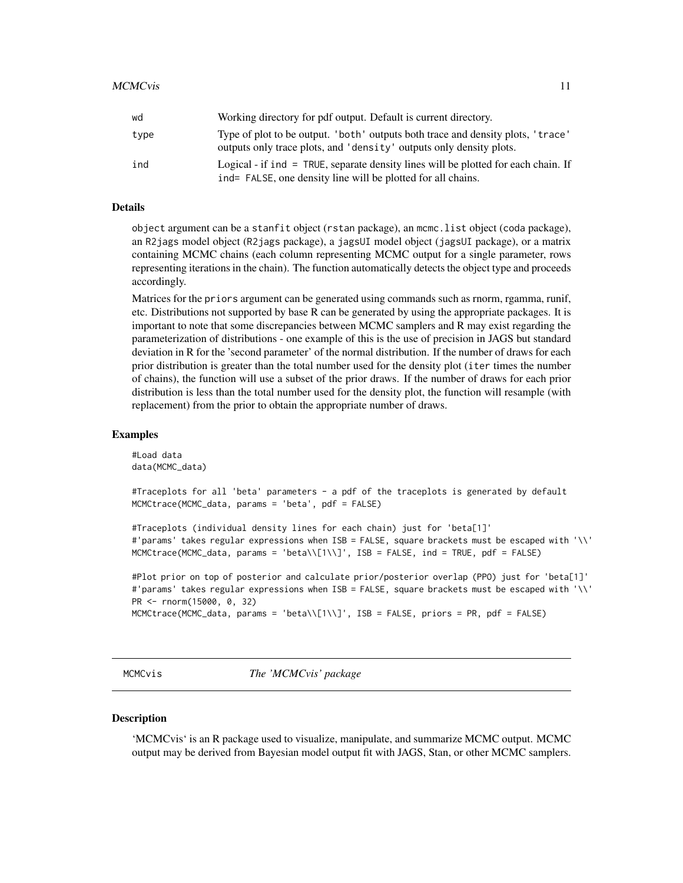| | |
|---|---|
| wd | Working directory for pdf output. Default is current directory. |
| type | Type of plot to be output. 'both' outputs both trace and density plots, 'trace' outputs only trace plots, and 'density' outputs only density plots. |
| ind | Logical - if ind = TRUE, separate density lines will be plotted for each chain. If ind= FALSE, one density line will be plotted for all chains. |

### Details

object argument can be a stanfit object (rstan package), an mcmc.list object (coda package), an R2jags model object (R2jags package), a jagsUI model object (jagsUI package), or a matrix containing MCMC chains (each column representing MCMC output for a single parameter, rows representing iterations in the chain). The function automatically detects the object type and proceeds accordingly.

Matrices for the priors argument can be generated using commands such as rnorm, rgamma, runif, etc. Distributions not supported by base R can be generated by using the appropriate packages. It is important to note that some discrepancies between MCMC samplers and R may exist regarding the parameterization of distributions - one example of this is the use of precision in JAGS but standard deviation in R for the 'second parameter' of the normal distribution. If the number of draws for each prior distribution is greater than the total number used for the density plot (iter times the number of chains), the function will use a subset of the prior draws. If the number of draws for each prior distribution is less than the total number used for the density plot, the function will resample (with replacement) from the prior to obtain the appropriate number of draws.

### Examples

```
#Load data
data(MCMC_data)

#Traceplots for all 'beta' parameters - a pdf of the traceplots is generated by default
MCMCtrace(MCMC_data, params = 'beta', pdf = FALSE)

#Traceplots (individual density lines for each chain) just for 'beta[1]'
#'params' takes regular expressions when ISB = FALSE, square brackets must be escaped with '\\'
MCMCtrace(MCMC_data, params = 'beta\\[1\\]', ISB = FALSE, ind = TRUE, pdf = FALSE)

#Plot prior on top of posterior and calculate prior/posterior overlap (PPO) just for 'beta[1]'
#'params' takes regular expressions when ISB = FALSE, square brackets must be escaped with '\\'
PR <- rnorm(15000, 0, 32)
MCMCtrace(MCMC_data, params = 'beta\\[1\\]', ISB = FALSE, priors = PR, pdf = FALSE)
```

---

## MCMCvis *The 'MCMCvis' package*

### Description

'MCMCvis' is an R package used to visualize, manipulate, and summarize MCMC output. MCMC output may be derived from Bayesian model output fit with JAGS, Stan, or other MCMC samplers.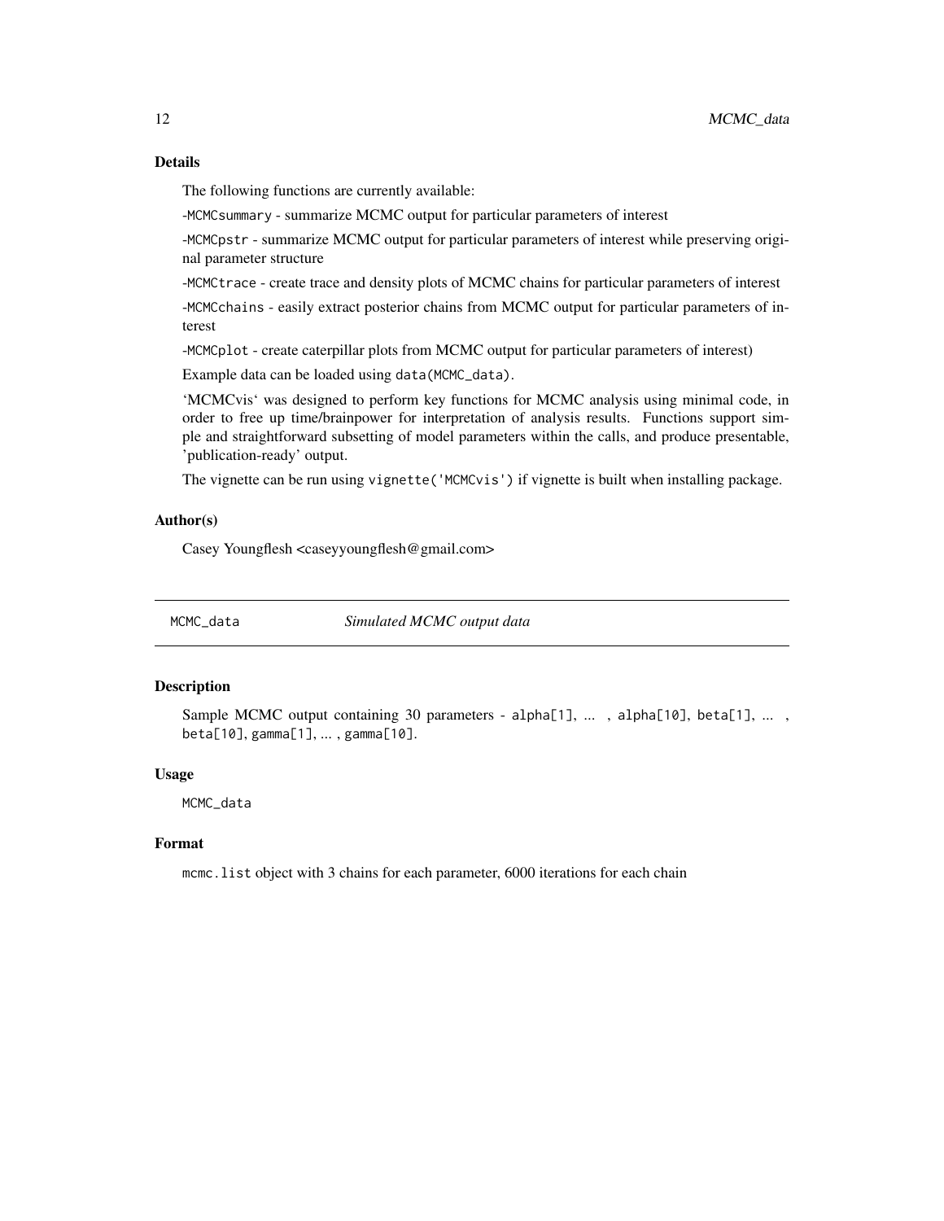### Details

The following functions are currently available:

-MCMCsummary - summarize MCMC output for particular parameters of interest

-MCMCpstr - summarize MCMC output for particular parameters of interest while preserving original parameter structure

-MCMCtrace - create trace and density plots of MCMC chains for particular parameters of interest

-MCMCchains - easily extract posterior chains from MCMC output for particular parameters of interest

-MCMCplot - create caterpillar plots from MCMC output for particular parameters of interest)

Example data can be loaded using data(MCMC_data).

'MCMCvis' was designed to perform key functions for MCMC analysis using minimal code, in order to free up time/brainpower for interpretation of analysis results. Functions support simple and straightforward subsetting of model parameters within the calls, and produce presentable, 'publication-ready' output.

The vignette can be run using vignette('MCMCvis') if vignette is built when installing package.

### Author(s)

Casey Youngflesh <caseyyoungflesh@gmail.com>

---

## MCMC_data — *Simulated MCMC output data*

---

### Description

Sample MCMC output containing 30 parameters - alpha[1], ... , alpha[10], beta[1], ... , beta[10], gamma[1], ... , gamma[10].

### Usage

```
MCMC_data
```

### Format

mcmc.list object with 3 chains for each parameter, 6000 iterations for each chain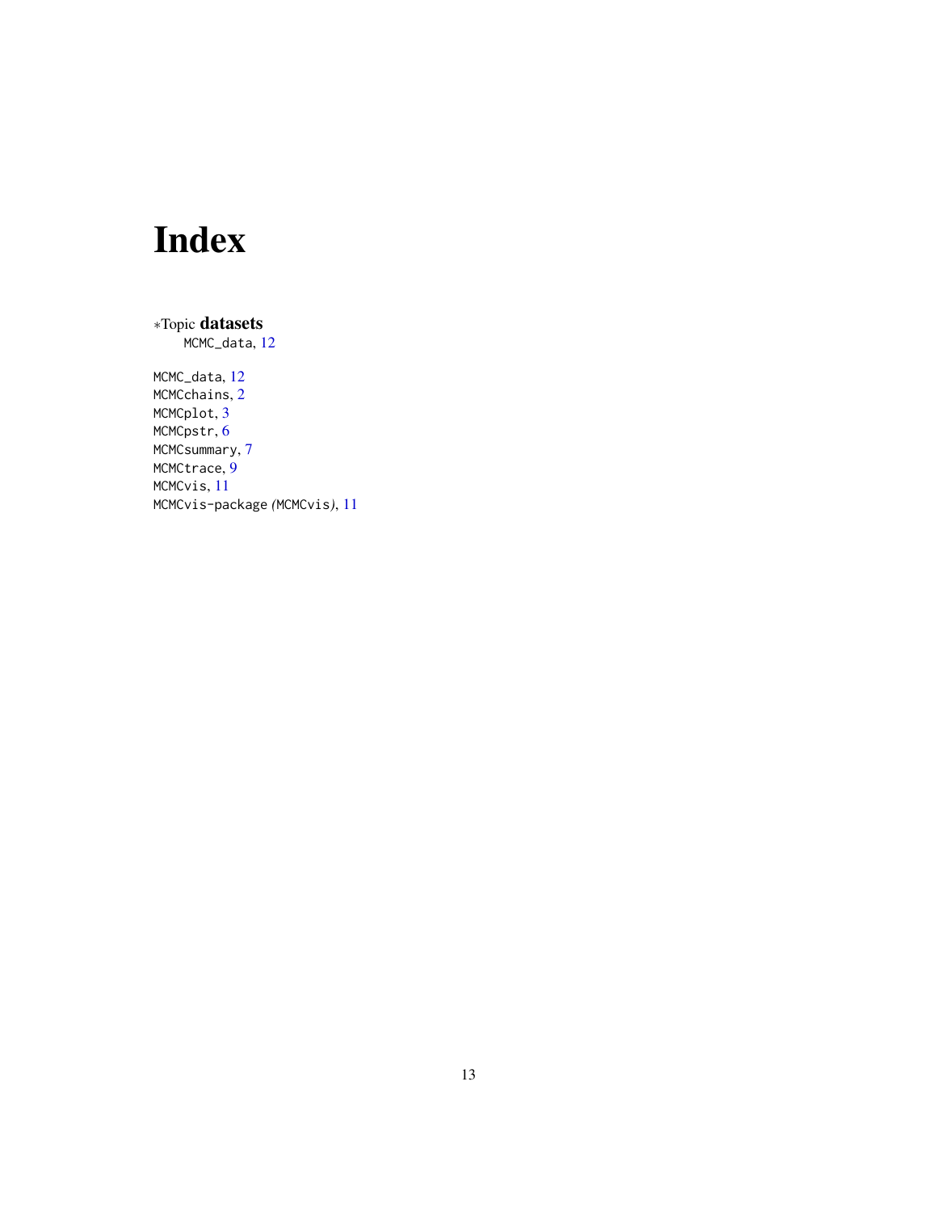# Index

∗Topic **datasets**

MCMC_data, 12

MCMC_data, 12
MCMCchains, 2
MCMCplot, 3
MCMCpstr, 6
MCMCsummary, 7
MCMCtrace, 9
MCMCvis, 11
MCMCvis-package *(*MCMCvis*)*, 11